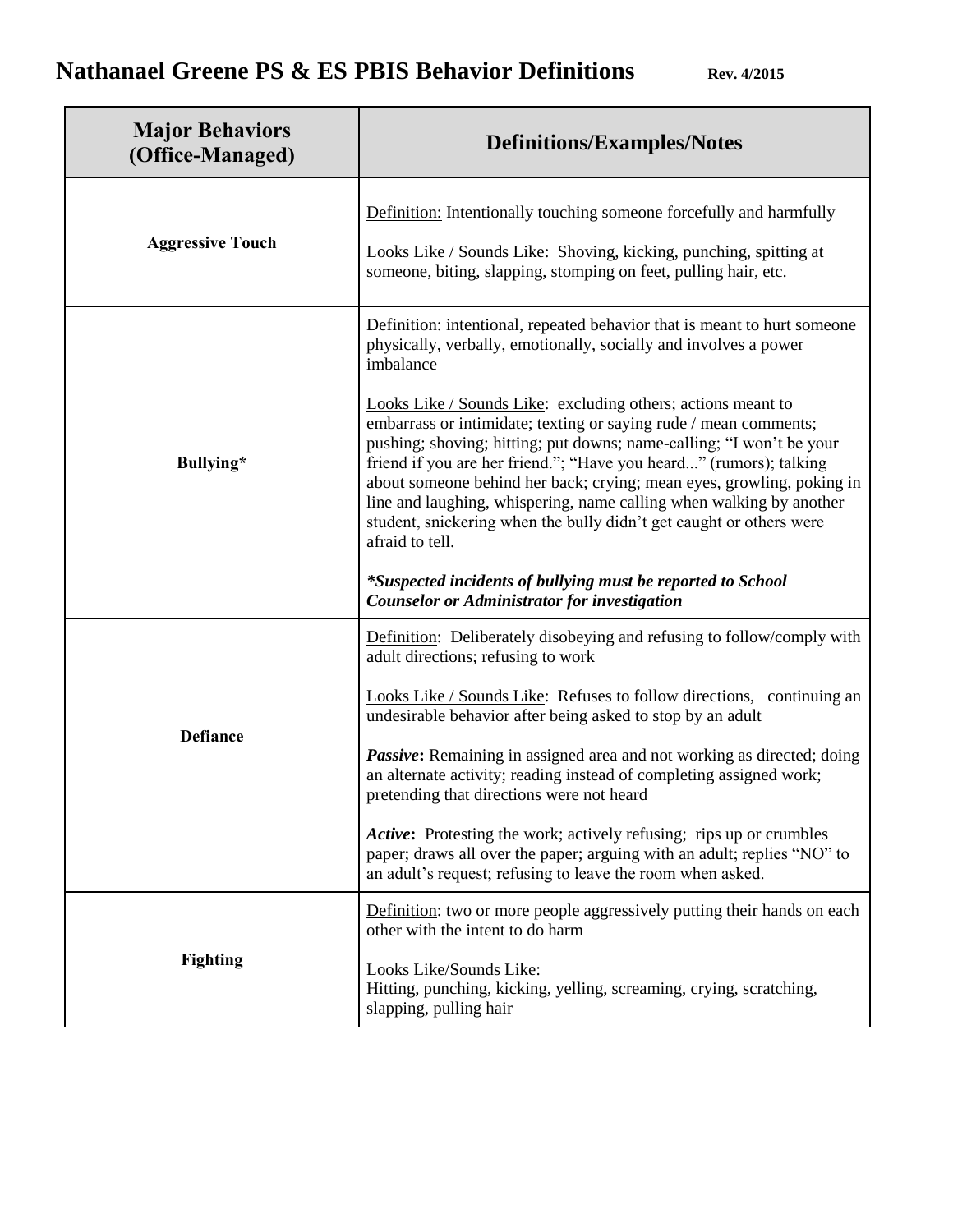# Nathanael Greene PS & ES PBIS Behavior Definitions

**Rev. 4/2015**

| Major Behaviors (Office-Managed) | Definitions/Examples/Notes |
|---|---|
| **Aggressive Touch** | Definition: Intentionally touching someone forcefully and harmfully<br><br>Looks Like / Sounds Like: Shoving, kicking, punching, spitting at someone, biting, slapping, stomping on feet, pulling hair, etc. |
| **Bullying*** | Definition: intentional, repeated behavior that is meant to hurt someone physically, verbally, emotionally, socially and involves a power imbalance<br><br>Looks Like / Sounds Like: excluding others; actions meant to embarrass or intimidate; texting or saying rude / mean comments; pushing; shoving; hitting; put downs; name-calling; "I won't be your friend if you are her friend."; "Have you heard..." (rumors); talking about someone behind her back; crying; mean eyes, growling, poking in line and laughing, whispering, name calling when walking by another student, snickering when the bully didn't get caught or others were afraid to tell.<br><br>***Suspected incidents of bullying must be reported to School Counselor or Administrator for investigation*** |
| **Defiance** | Definition: Deliberately disobeying and refusing to follow/comply with adult directions; refusing to work<br><br>Looks Like / Sounds Like: Refuses to follow directions, continuing an undesirable behavior after being asked to stop by an adult<br><br>***Passive*:** Remaining in assigned area and not working as directed; doing an alternate activity; reading instead of completing assigned work; pretending that directions were not heard<br><br>***Active*:** Protesting the work; actively refusing; rips up or crumbles paper; draws all over the paper; arguing with an adult; replies "NO" to an adult's request; refusing to leave the room when asked. |
| **Fighting** | Definition: two or more people aggressively putting their hands on each other with the intent to do harm<br><br>Looks Like/Sounds Like:<br>Hitting, punching, kicking, yelling, screaming, crying, scratching, slapping, pulling hair |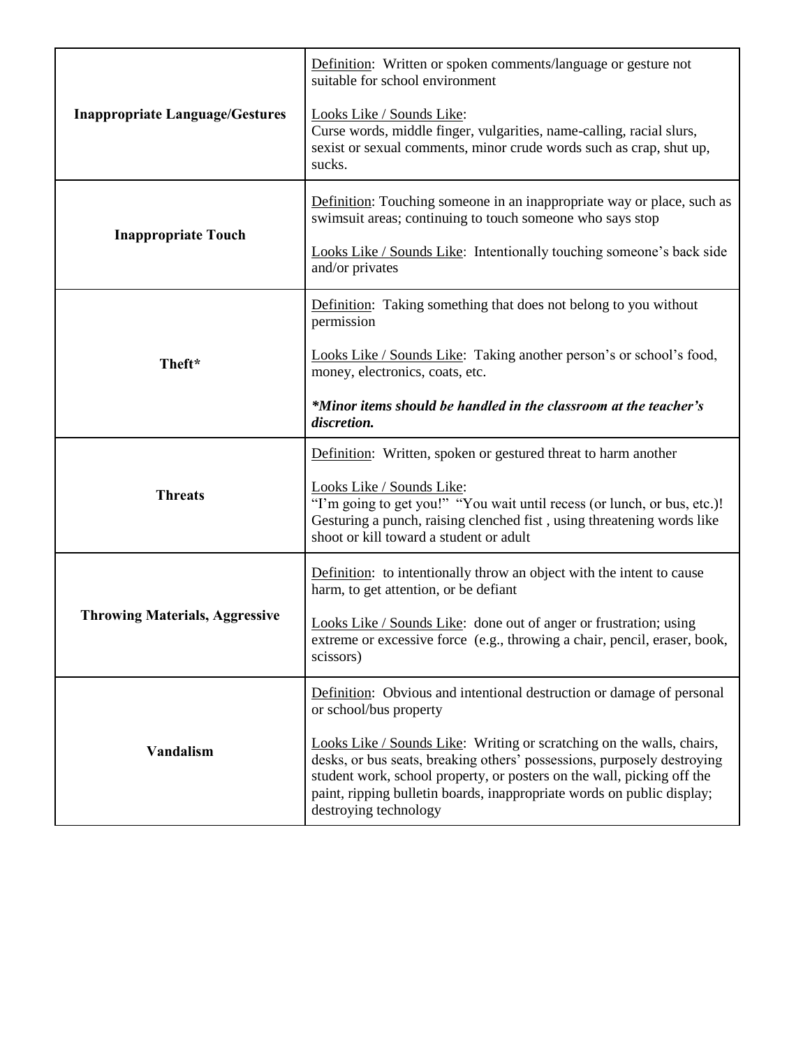| | |
|---|---|
| **Inappropriate Language/Gestures** | Definition: Written or spoken comments/language or gesture not suitable for school environment<br><br>Looks Like / Sounds Like:<br>Curse words, middle finger, vulgarities, name-calling, racial slurs, sexist or sexual comments, minor crude words such as crap, shut up, sucks. |
| **Inappropriate Touch** | Definition: Touching someone in an inappropriate way or place, such as swimsuit areas; continuing to touch someone who says stop<br><br>Looks Like / Sounds Like: Intentionally touching someone's back side and/or privates |
| **Theft*** | Definition: Taking something that does not belong to you without permission<br><br>Looks Like / Sounds Like: Taking another person's or school's food, money, electronics, coats, etc.<br><br>***Minor items should be handled in the classroom at the teacher's discretion.*** |
| **Threats** | Definition: Written, spoken or gestured threat to harm another<br><br>Looks Like / Sounds Like:<br>"I'm going to get you!" "You wait until recess (or lunch, or bus, etc.)! Gesturing a punch, raising clenched fist , using threatening words like shoot or kill toward a student or adult |
| **Throwing Materials, Aggressive** | Definition: to intentionally throw an object with the intent to cause harm, to get attention, or be defiant<br><br>Looks Like / Sounds Like: done out of anger or frustration; using extreme or excessive force (e.g., throwing a chair, pencil, eraser, book, scissors) |
| **Vandalism** | Definition: Obvious and intentional destruction or damage of personal or school/bus property<br><br>Looks Like / Sounds Like: Writing or scratching on the walls, chairs, desks, or bus seats, breaking others' possessions, purposely destroying student work, school property, or posters on the wall, picking off the paint, ripping bulletin boards, inappropriate words on public display; destroying technology |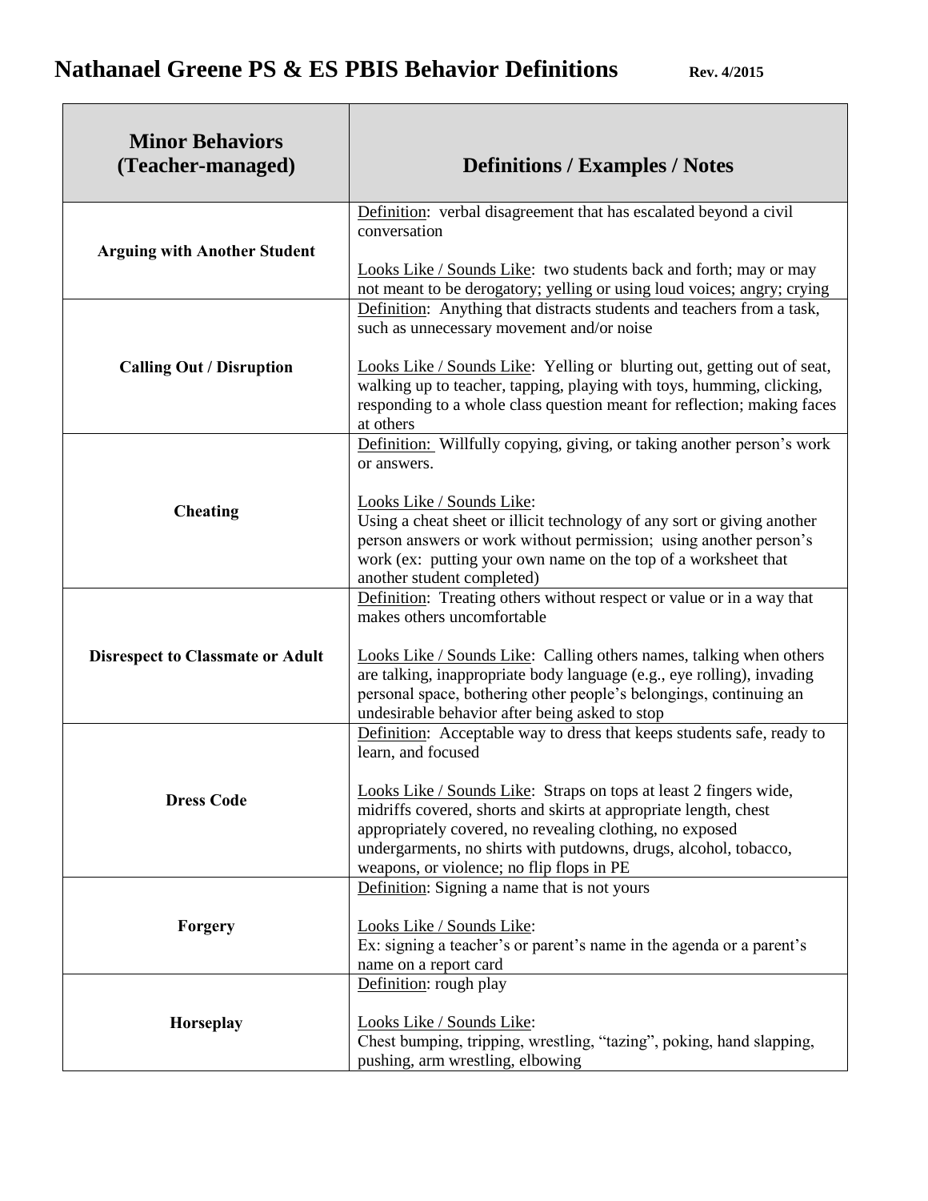# Nathanael Greene PS & ES PBIS Behavior Definitions

**Rev. 4/2015**

| **Minor Behaviors (Teacher-managed)** | **Definitions / Examples / Notes** |
|---|---|
| **Arguing with Another Student** | Definition: verbal disagreement that has escalated beyond a civil conversation<br><br>Looks Like / Sounds Like: two students back and forth; may or may not meant to be derogatory; yelling or using loud voices; angry; crying |
| **Calling Out / Disruption** | Definition: Anything that distracts students and teachers from a task, such as unnecessary movement and/or noise<br><br>Looks Like / Sounds Like: Yelling or blurting out, getting out of seat, walking up to teacher, tapping, playing with toys, humming, clicking, responding to a whole class question meant for reflection; making faces at others |
| **Cheating** | Definition: Willfully copying, giving, or taking another person's work or answers.<br><br>Looks Like / Sounds Like:<br>Using a cheat sheet or illicit technology of any sort or giving another person answers or work without permission; using another person's work (ex: putting your own name on the top of a worksheet that another student completed) |
| **Disrespect to Classmate or Adult** | Definition: Treating others without respect or value or in a way that makes others uncomfortable<br><br>Looks Like / Sounds Like: Calling others names, talking when others are talking, inappropriate body language (e.g., eye rolling), invading personal space, bothering other people's belongings, continuing an undesirable behavior after being asked to stop |
| **Dress Code** | Definition: Acceptable way to dress that keeps students safe, ready to learn, and focused<br><br>Looks Like / Sounds Like: Straps on tops at least 2 fingers wide, midriffs covered, shorts and skirts at appropriate length, chest appropriately covered, no revealing clothing, no exposed undergarments, no shirts with putdowns, drugs, alcohol, tobacco, weapons, or violence; no flip flops in PE |
| **Forgery** | Definition: Signing a name that is not yours<br><br>Looks Like / Sounds Like:<br>Ex: signing a teacher's or parent's name in the agenda or a parent's name on a report card |
| **Horseplay** | Definition: rough play<br><br>Looks Like / Sounds Like:<br>Chest bumping, tripping, wrestling, "tazing", poking, hand slapping, pushing, arm wrestling, elbowing |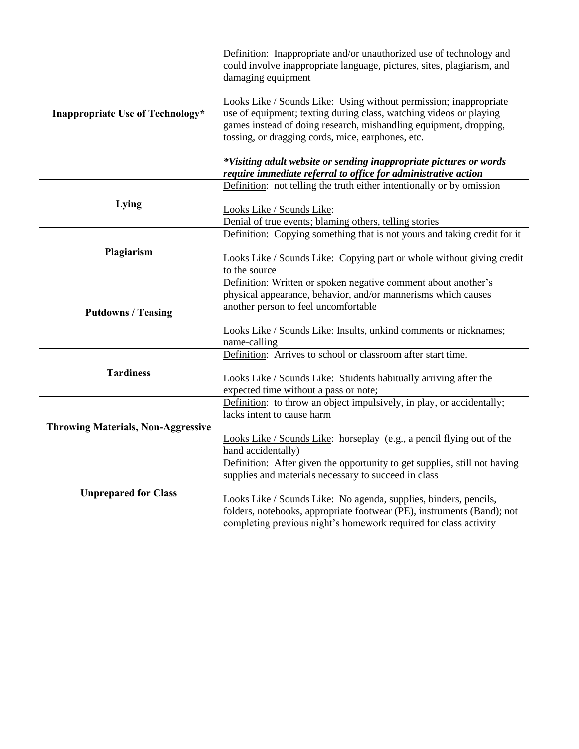| | |
|---|---|
| **Inappropriate Use of Technology*** | Definition: Inappropriate and/or unauthorized use of technology and could involve inappropriate language, pictures, sites, plagiarism, and damaging equipment<br><br>Looks Like / Sounds Like: Using without permission; inappropriate use of equipment; texting during class, watching videos or playing games instead of doing research, mishandling equipment, dropping, tossing, or dragging cords, mice, earphones, etc.<br><br>***Visiting adult website or sending inappropriate pictures or words require immediate referral to office for administrative action*** |
| **Lying** | Definition: not telling the truth either intentionally or by omission<br><br>Looks Like / Sounds Like:<br>Denial of true events; blaming others, telling stories |
| **Plagiarism** | Definition: Copying something that is not yours and taking credit for it<br><br>Looks Like / Sounds Like: Copying part or whole without giving credit to the source |
| **Putdowns / Teasing** | Definition: Written or spoken negative comment about another's physical appearance, behavior, and/or mannerisms which causes another person to feel uncomfortable<br><br>Looks Like / Sounds Like: Insults, unkind comments or nicknames; name-calling |
| **Tardiness** | Definition: Arrives to school or classroom after start time.<br><br>Looks Like / Sounds Like: Students habitually arriving after the expected time without a pass or note; |
| **Throwing Materials, Non-Aggressive** | Definition: to throw an object impulsively, in play, or accidentally; lacks intent to cause harm<br><br>Looks Like / Sounds Like: horseplay (e.g., a pencil flying out of the hand accidentally) |
| **Unprepared for Class** | Definition: After given the opportunity to get supplies, still not having supplies and materials necessary to succeed in class<br><br>Looks Like / Sounds Like: No agenda, supplies, binders, pencils, folders, notebooks, appropriate footwear (PE), instruments (Band); not completing previous night's homework required for class activity |